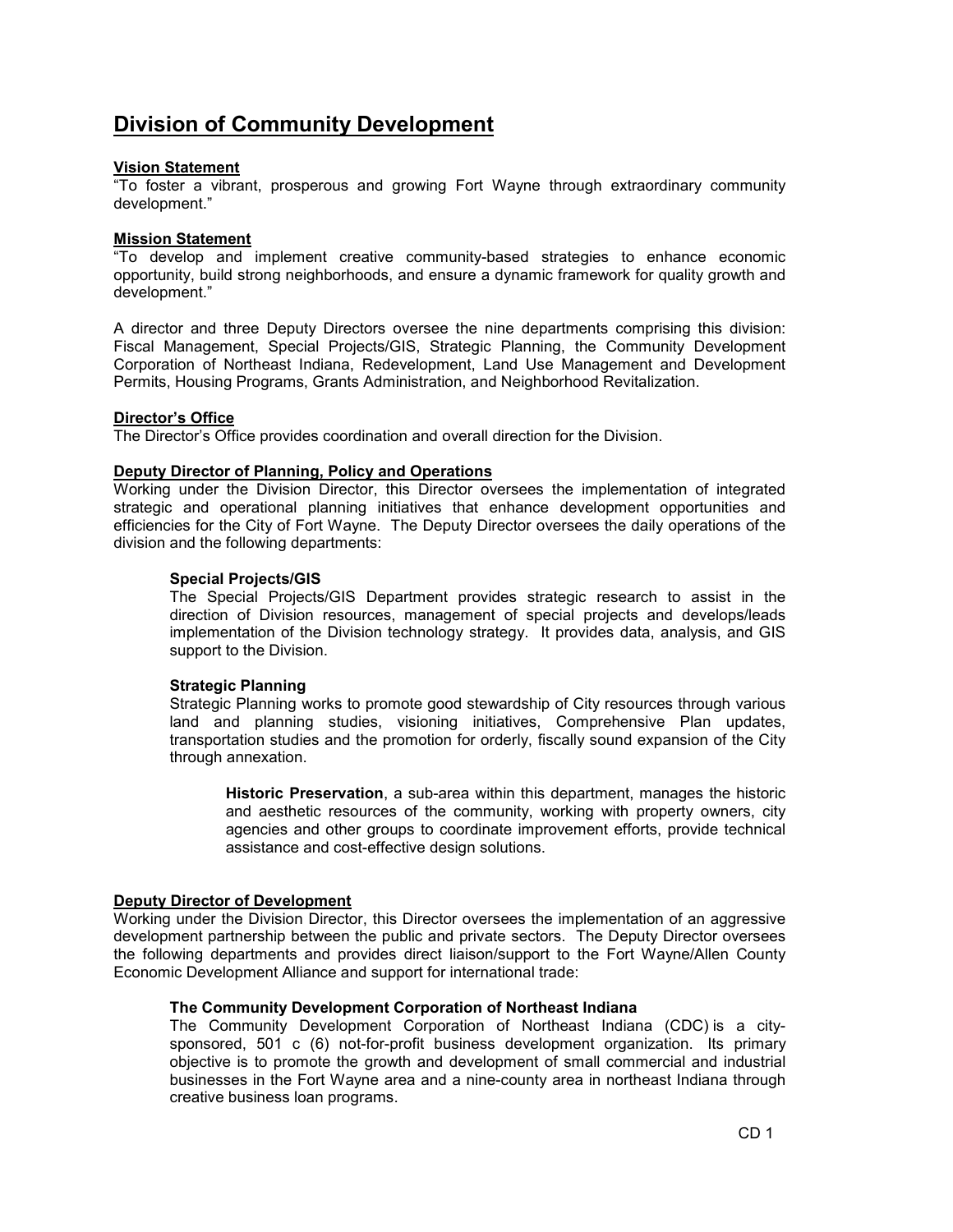# Division of Community Development

## Vision Statement

"To foster a vibrant, prosperous and growing Fort Wayne through extraordinary community development."

## Mission Statement

"To develop and implement creative community-based strategies to enhance economic opportunity, build strong neighborhoods, and ensure a dynamic framework for quality growth and development."

A director and three Deputy Directors oversee the nine departments comprising this division: Fiscal Management, Special Projects/GIS, Strategic Planning, the Community Development Corporation of Northeast Indiana, Redevelopment, Land Use Management and Development Permits, Housing Programs, Grants Administration, and Neighborhood Revitalization.

## Director's Office

The Director's Office provides coordination and overall direction for the Division.

## Deputy Director of Planning, Policy and Operations

Working under the Division Director, this Director oversees the implementation of integrated strategic and operational planning initiatives that enhance development opportunities and efficiencies for the City of Fort Wayne. The Deputy Director oversees the daily operations of the division and the following departments:

### Special Projects/GIS

The Special Projects/GIS Department provides strategic research to assist in the direction of Division resources, management of special projects and develops/leads implementation of the Division technology strategy. It provides data, analysis, and GIS support to the Division.

### Strategic Planning

Strategic Planning works to promote good stewardship of City resources through various land and planning studies, visioning initiatives, Comprehensive Plan updates, transportation studies and the promotion for orderly, fiscally sound expansion of the City through annexation.

**Historic Preservation**, a sub-area within this department, manages the historic and aesthetic resources of the community, working with property owners, city agencies and other groups to coordinate improvement efforts, provide technical assistance and cost-effective design solutions.

## Deputy Director of Development

Working under the Division Director, this Director oversees the implementation of an aggressive development partnership between the public and private sectors. The Deputy Director oversees the following departments and provides direct liaison/support to the Fort Wayne/Allen County Economic Development Alliance and support for international trade:

### The Community Development Corporation of Northeast Indiana

The Community Development Corporation of Northeast Indiana (CDC) is a city-sponsored, 501 c (6) not-for-profit business development organization. Its primary objective is to promote the growth and development of small commercial and industrial businesses in the Fort Wayne area and a nine-county area in northeast Indiana through creative business loan programs.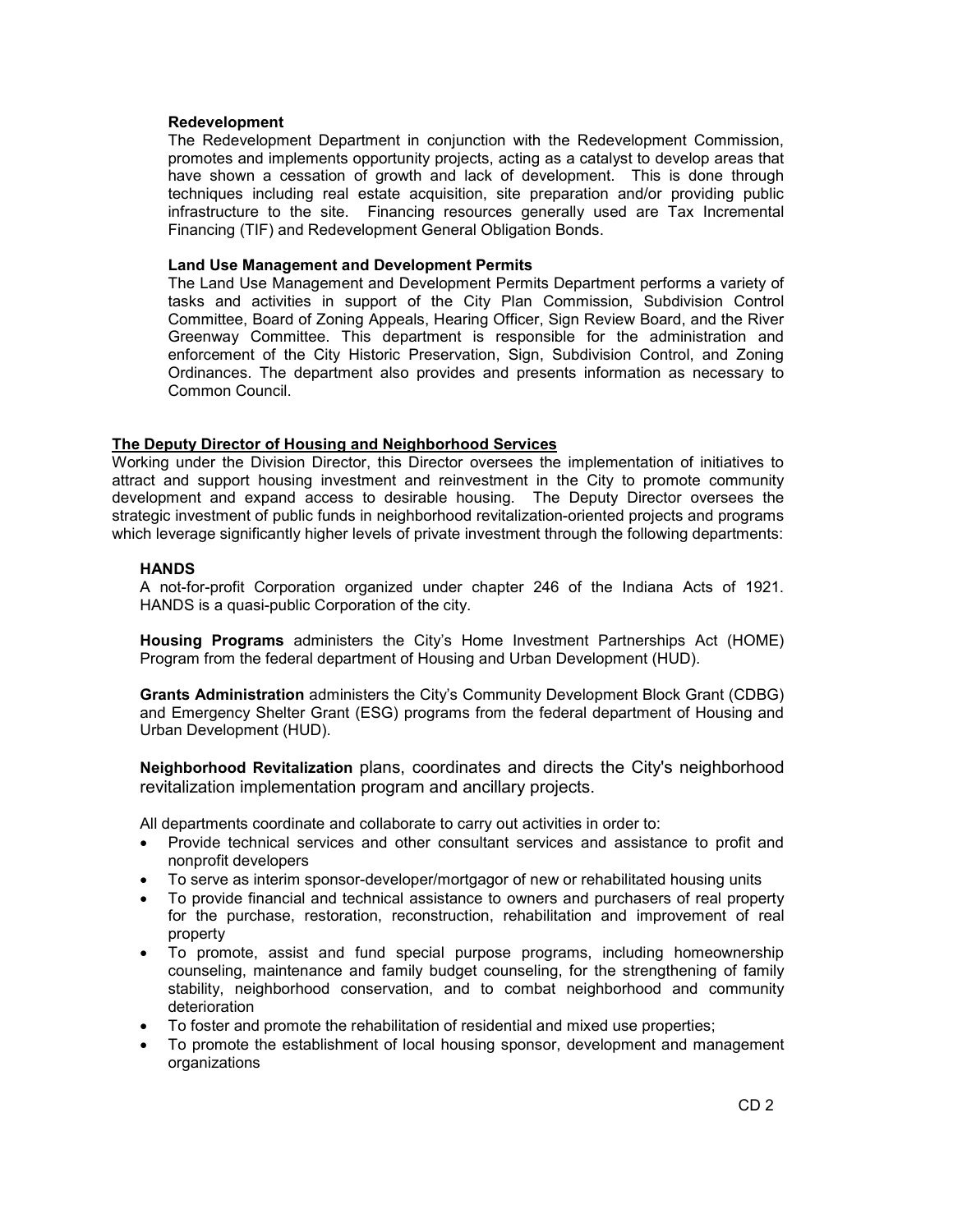### Redevelopment

The Redevelopment Department in conjunction with the Redevelopment Commission, promotes and implements opportunity projects, acting as a catalyst to develop areas that have shown a cessation of growth and lack of development. This is done through techniques including real estate acquisition, site preparation and/or providing public infrastructure to the site. Financing resources generally used are Tax Incremental Financing (TIF) and Redevelopment General Obligation Bonds.

### Land Use Management and Development Permits

The Land Use Management and Development Permits Department performs a variety of tasks and activities in support of the City Plan Commission, Subdivision Control Committee, Board of Zoning Appeals, Hearing Officer, Sign Review Board, and the River Greenway Committee. This department is responsible for the administration and enforcement of the City Historic Preservation, Sign, Subdivision Control, and Zoning Ordinances. The department also provides and presents information as necessary to Common Council.

## The Deputy Director of Housing and Neighborhood Services

Working under the Division Director, this Director oversees the implementation of initiatives to attract and support housing investment and reinvestment in the City to promote community development and expand access to desirable housing. The Deputy Director oversees the strategic investment of public funds in neighborhood revitalization-oriented projects and programs which leverage significantly higher levels of private investment through the following departments:

### HANDS

A not-for-profit Corporation organized under chapter 246 of the Indiana Acts of 1921. HANDS is a quasi-public Corporation of the city.

**Housing Programs** administers the City's Home Investment Partnerships Act (HOME) Program from the federal department of Housing and Urban Development (HUD).

**Grants Administration** administers the City's Community Development Block Grant (CDBG) and Emergency Shelter Grant (ESG) programs from the federal department of Housing and Urban Development (HUD).

**Neighborhood Revitalization** plans, coordinates and directs the City's neighborhood revitalization implementation program and ancillary projects.

All departments coordinate and collaborate to carry out activities in order to:

- Provide technical services and other consultant services and assistance to profit and nonprofit developers
- To serve as interim sponsor-developer/mortgagor of new or rehabilitated housing units
- To provide financial and technical assistance to owners and purchasers of real property for the purchase, restoration, reconstruction, rehabilitation and improvement of real property
- To promote, assist and fund special purpose programs, including homeownership counseling, maintenance and family budget counseling, for the strengthening of family stability, neighborhood conservation, and to combat neighborhood and community deterioration
- To foster and promote the rehabilitation of residential and mixed use properties;
- To promote the establishment of local housing sponsor, development and management organizations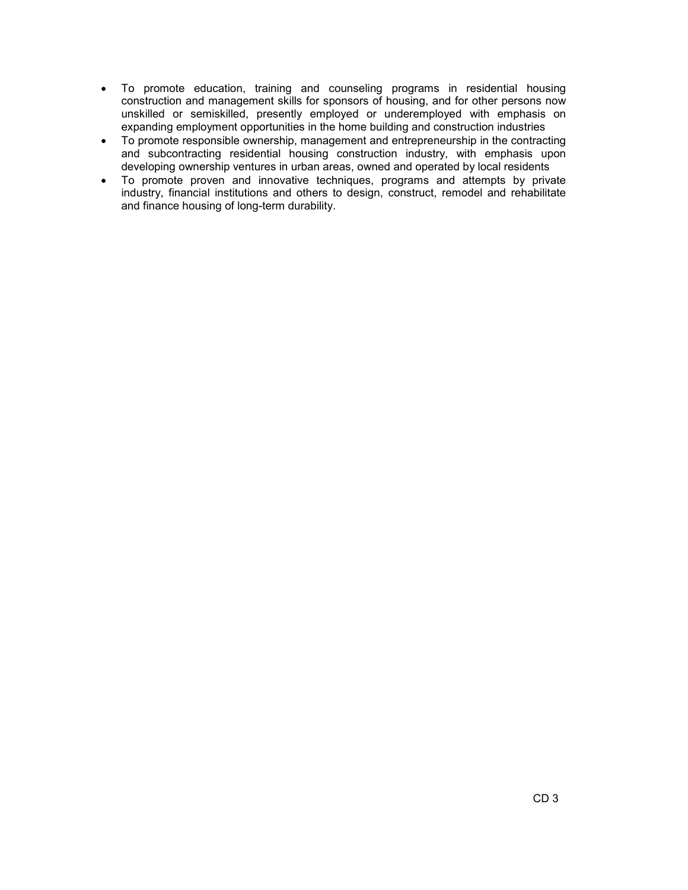- To promote education, training and counseling programs in residential housing construction and management skills for sponsors of housing, and for other persons now unskilled or semiskilled, presently employed or underemployed with emphasis on expanding employment opportunities in the home building and construction industries
- To promote responsible ownership, management and entrepreneurship in the contracting and subcontracting residential housing construction industry, with emphasis upon developing ownership ventures in urban areas, owned and operated by local residents
- To promote proven and innovative techniques, programs and attempts by private industry, financial institutions and others to design, construct, remodel and rehabilitate and finance housing of long-term durability.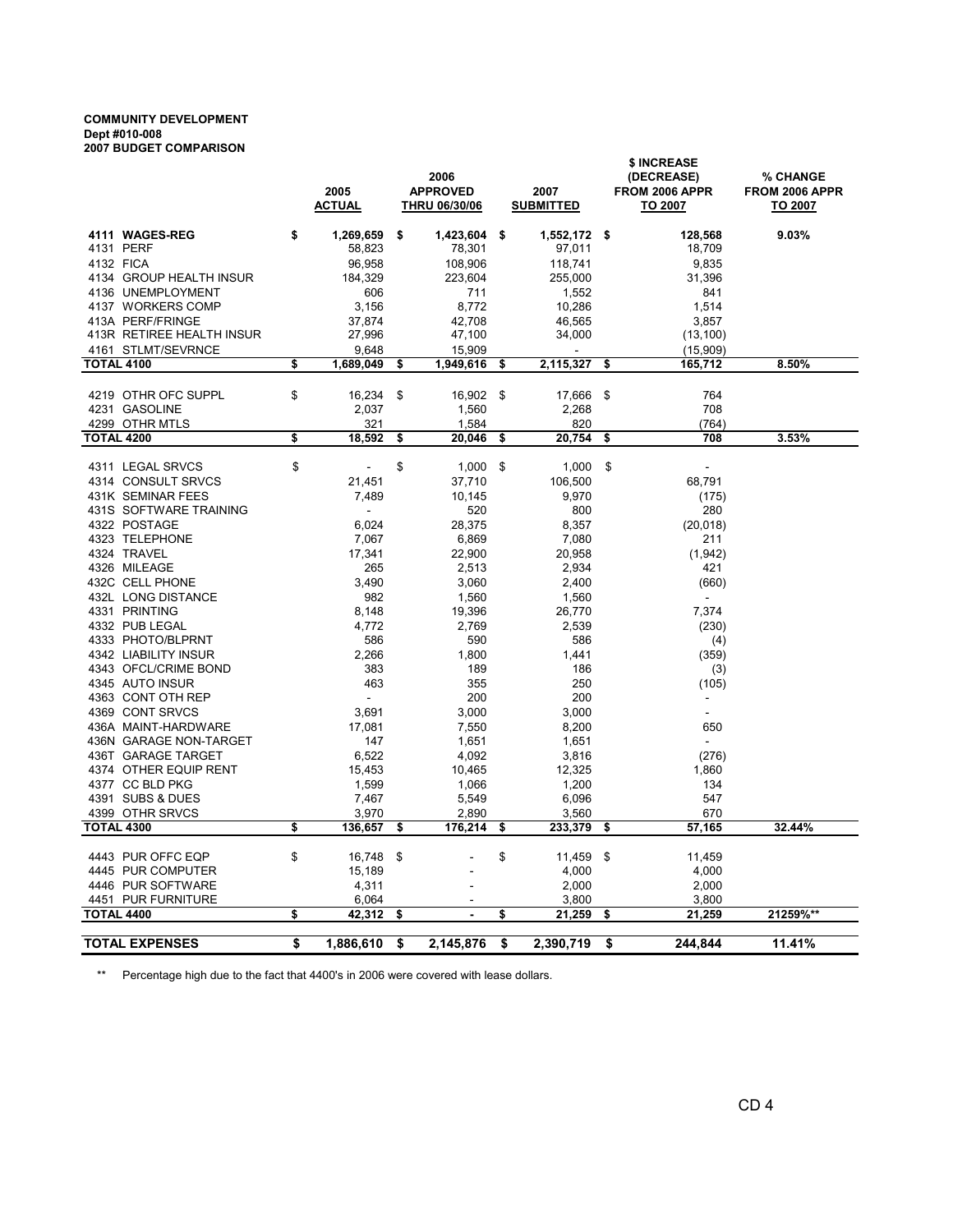**COMMUNITY DEVELOPMENT**
**Dept #010-008**
**2007 BUDGET COMPARISON**

| | 2005 ACTUAL | 2006 APPROVED THRU 06/30/06 | 2007 SUBMITTED | $ INCREASE (DECREASE) FROM 2006 APPR TO 2007 | % CHANGE FROM 2006 APPR TO 2007 |
|---|---|---|---|---|---|
| **4111 WAGES-REG** | **$ 1,269,659** | **$ 1,423,604** | **$ 1,552,172** | **$ 128,568** | **9.03%** |
| 4131 PERF | 58,823 | 78,301 | 97,011 | 18,709 | |
| 4132 FICA | 96,958 | 108,906 | 118,741 | 9,835 | |
| 4134 GROUP HEALTH INSUR | 184,329 | 223,604 | 255,000 | 31,396 | |
| 4136 UNEMPLOYMENT | 606 | 711 | 1,552 | 841 | |
| 4137 WORKERS COMP | 3,156 | 8,772 | 10,286 | 1,514 | |
| 413A PERF/FRINGE | 37,874 | 42,708 | 46,565 | 3,857 | |
| 413R RETIREE HEALTH INSUR | 27,996 | 47,100 | 34,000 | (13,100) | |
| 4161 STLMT/SEVRNCE | 9,648 | 15,909 | - | (15,909) | |
| **TOTAL 4100** | **$ 1,689,049** | **$ 1,949,616** | **$ 2,115,327** | **$ 165,712** | **8.50%** |
| | | | | | |
| 4219 OTHR OFC SUPPL | $ 16,234 | $ 16,902 | $ 17,666 | $ 764 | |
| 4231 GASOLINE | 2,037 | 1,560 | 2,268 | 708 | |
| 4299 OTHR MTLS | 321 | 1,584 | 820 | (764) | |
| **TOTAL 4200** | **$ 18,592** | **$ 20,046** | **$ 20,754** | **$ 708** | **3.53%** |
| | | | | | |
| 4311 LEGAL SRVCS | $ - | $ 1,000 | $ 1,000 | $ - | |
| 4314 CONSULT SRVCS | 21,451 | 37,710 | 106,500 | 68,791 | |
| 431K SEMINAR FEES | 7,489 | 10,145 | 9,970 | (175) | |
| 431S SOFTWARE TRAINING | - | 520 | 800 | 280 | |
| 4322 POSTAGE | 6,024 | 28,375 | 8,357 | (20,018) | |
| 4323 TELEPHONE | 7,067 | 6,869 | 7,080 | 211 | |
| 4324 TRAVEL | 17,341 | 22,900 | 20,958 | (1,942) | |
| 4326 MILEAGE | 265 | 2,513 | 2,934 | 421 | |
| 432C CELL PHONE | 3,490 | 3,060 | 2,400 | (660) | |
| 432L LONG DISTANCE | 982 | 1,560 | 1,560 | - | |
| 4331 PRINTING | 8,148 | 19,396 | 26,770 | 7,374 | |
| 4332 PUB LEGAL | 4,772 | 2,769 | 2,539 | (230) | |
| 4333 PHOTO/BLPRNT | 586 | 590 | 586 | (4) | |
| 4342 LIABILITY INSUR | 2,266 | 1,800 | 1,441 | (359) | |
| 4343 OFCL/CRIME BOND | 383 | 189 | 186 | (3) | |
| 4345 AUTO INSUR | 463 | 355 | 250 | (105) | |
| 4363 CONT OTH REP | - | 200 | 200 | - | |
| 4369 CONT SRVCS | 3,691 | 3,000 | 3,000 | - | |
| 436A MAINT-HARDWARE | 17,081 | 7,550 | 8,200 | 650 | |
| 436N GARAGE NON-TARGET | 147 | 1,651 | 1,651 | - | |
| 436T GARAGE TARGET | 6,522 | 4,092 | 3,816 | (276) | |
| 4374 OTHER EQUIP RENT | 15,453 | 10,465 | 12,325 | 1,860 | |
| 4377 CC BLD PKG | 1,599 | 1,066 | 1,200 | 134 | |
| 4391 SUBS & DUES | 7,467 | 5,549 | 6,096 | 547 | |
| 4399 OTHR SRVCS | 3,970 | 2,890 | 3,560 | 670 | |
| **TOTAL 4300** | **$ 136,657** | **$ 176,214** | **$ 233,379** | **$ 57,165** | **32.44%** |
| | | | | | |
| 4443 PUR OFFC EQP | $ 16,748 | $ - | $ 11,459 | $ 11,459 | |
| 4445 PUR COMPUTER | 15,189 | - | 4,000 | 4,000 | |
| 4446 PUR SOFTWARE | 4,311 | - | 2,000 | 2,000 | |
| 4451 PUR FURNITURE | 6,064 | - | 3,800 | 3,800 | |
| **TOTAL 4400** | **$ 42,312** | **$ -** | **$ 21,259** | **$ 21,259** | **21259%\*\*** |
| | | | | | |
| **TOTAL EXPENSES** | **$ 1,886,610** | **$ 2,145,876** | **$ 2,390,719** | **$ 244,844** | **11.41%** |

** Percentage high due to the fact that 4400's in 2006 were covered with lease dollars.

CD 4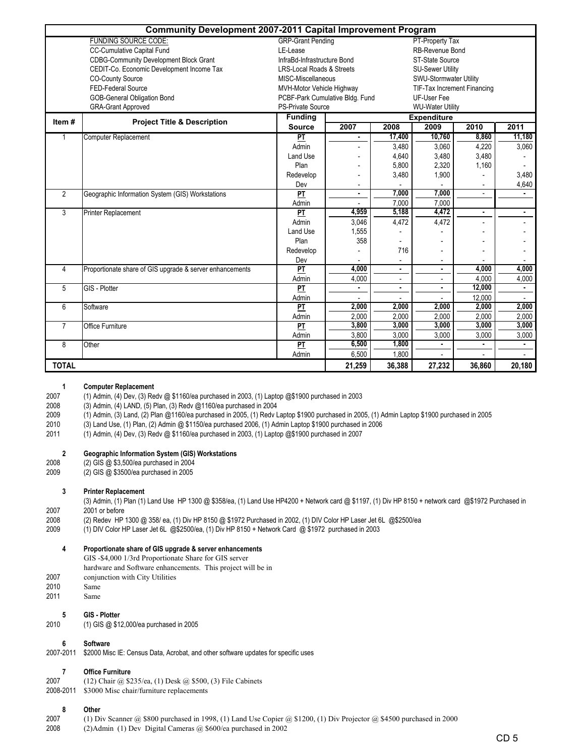## Community Development 2007-2011 Capital Improvement Program

| FUNDING SOURCE CODE: | | |
|---|---|---|
| CC-Cumulative Capital Fund | LE-Lease | RB-Revenue Bond |
| CDBG-Community Development Block Grant | InfraBd-Infrastructure Bond | ST-State Source |
| CEDIT-Co. Economic Development Income Tax | LRS-Local Roads & Streets | SU-Sewer Utility |
| CO-County Source | MISC-Miscellaneous | SWU-Stormwater Utility |
| FED-Federal Source | MVH-Motor Vehicle Highway | TIF-Tax Increment Financing |
| GOB-General Obligation Bond | PCBF-Park Cumulative Bldg. Fund | UF-User Fee |
| GRA-Grant Approved | PS-Private Source | WU-Water Utility |
| GRP-Grant Pending | | PT-Property Tax |

| Item # | Project Title & Description | Funding Source | Expenditure 2007 | 2008 | 2009 | 2010 | 2011 |
|---|---|---|---|---|---|---|---|
| 1 | Computer Replacement | PT | - | 17,400 | 10,760 | 8,860 | 11,180 |
| | | Admin | - | 3,480 | 3,060 | 4,220 | 3,060 |
| | | Land Use | - | 4,640 | 3,480 | 3,480 | - |
| | | Plan | - | 5,800 | 2,320 | 1,160 | - |
| | | Redevelop | - | 3,480 | 1,900 | - | 3,480 |
| | | Dev | - | - | - | - | 4,640 |
| 2 | Geographic Information System (GIS) Workstations | PT | - | 7,000 | 7,000 | - | - |
| | | Admin | - | 7,000 | 7,000 | | |
| 3 | Printer Replacement | PT | 4,959 | 5,188 | 4,472 | - | - |
| | | Admin | 3,046 | 4,472 | 4,472 | - | - |
| | | Land Use | 1,555 | - | - | - | - |
| | | Plan | 358 | - | - | - | - |
| | | Redevelop | - | 716 | - | - | - |
| | | Dev | - | - | - | - | - |
| 4 | Proportionate share of GIS upgrade & server enhancements | PT | 4,000 | - | - | 4,000 | 4,000 |
| | | Admin | 4,000 | - | - | 4,000 | 4,000 |
| 5 | GIS - Plotter | PT | - | - | - | 12,000 | - |
| | | Admin | - | - | - | 12,000 | - |
| 6 | Software | PT | 2,000 | 2,000 | 2,000 | 2,000 | 2,000 |
| | | Admin | 2,000 | 2,000 | 2,000 | 2,000 | 2,000 |
| 7 | Office Furniture | PT | 3,800 | 3,000 | 3,000 | 3,000 | 3,000 |
| | | Admin | 3,800 | 3,000 | 3,000 | 3,000 | 3,000 |
| 8 | Other | PT | 6,500 | 1,800 | - | - | - |
| | | Admin | 6,500 | 1,800 | - | - | - |
| **TOTAL** | | | 21,259 | 36,388 | 27,232 | 36,860 | 20,180 |

**1 Computer Replacement**

2007 (1) Admin, (4) Dev, (3) Redv @ $1160/ea purchased in 2003, (1) Laptop @$1900 purchased in 2003
2008 (3) Admin, (4) LAND, (5) Plan, (3) Redv @1160/ea purchased in 2004
2009 (1) Admin, (3) Land, (2) Plan @1160/ea purchased in 2005, (1) Redv Laptop $1900 purchased in 2005, (1) Admin Laptop $1900 purchased in 2005
2010 (3) Land Use, (1) Plan, (2) Admin @ $1150/ea purchased 2006, (1) Admin Laptop $1900 purchased in 2006
2011 (1) Admin, (4) Dev, (3) Redv @ $1160/ea purchased in 2003, (1) Laptop @$1900 purchased in 2007

**2 Geographic Information System (GIS) Workstations**

2008 (2) GIS @ $3,500/ea purchased in 2004
2009 (2) GIS @ $3500/ea purchased in 2005

**3 Printer Replacement**

2007 (3) Admin, (1) Plan (1) Land Use HP 1300 @ $358/ea, (1) Land Use HP4200 + Network card @ $1197, (1) Div HP 8150 + network card @$1972 Purchased in 2001 or before
2008 (2) Redev HP 1300 @ 358/ ea, (1) Div HP 8150 @ $1972 Purchased in 2002, (1) DIV Color HP Laser Jet 6L @$2500/ea
2009 (1) DIV Color HP Laser Jet 6L @$2500/ea, (1) Div HP 8150 + Network Card @ $1972 purchased in 2003

**4 Proportionate share of GIS upgrade & server enhancements**

2007 GIS -$4,000 1/3rd Proportionate Share for GIS server hardware and Software enhancements. This project will be in conjunction with City Utilities
2010 Same
2011 Same

**5 GIS - Plotter**

2010 (1) GIS @ $12,000/ea purchased in 2005

**6 Software**

2007-2011 $2000 Misc IE: Census Data, Acrobat, and other software updates for specific uses

**7 Office Furniture**

2007 (12) Chair @ $235/ea, (1) Desk @ $500, (3) File Cabinets
2008-2011 $3000 Misc chair/furniture replacements

**8 Other**

2007 (1) Div Scanner @ $800 purchased in 1998, (1) Land Use Copier @ $1200, (1) Div Projector @ $4500 purchased in 2000
2008 (2)Admin (1) Dev Digital Cameras @ $600/ea purchased in 2002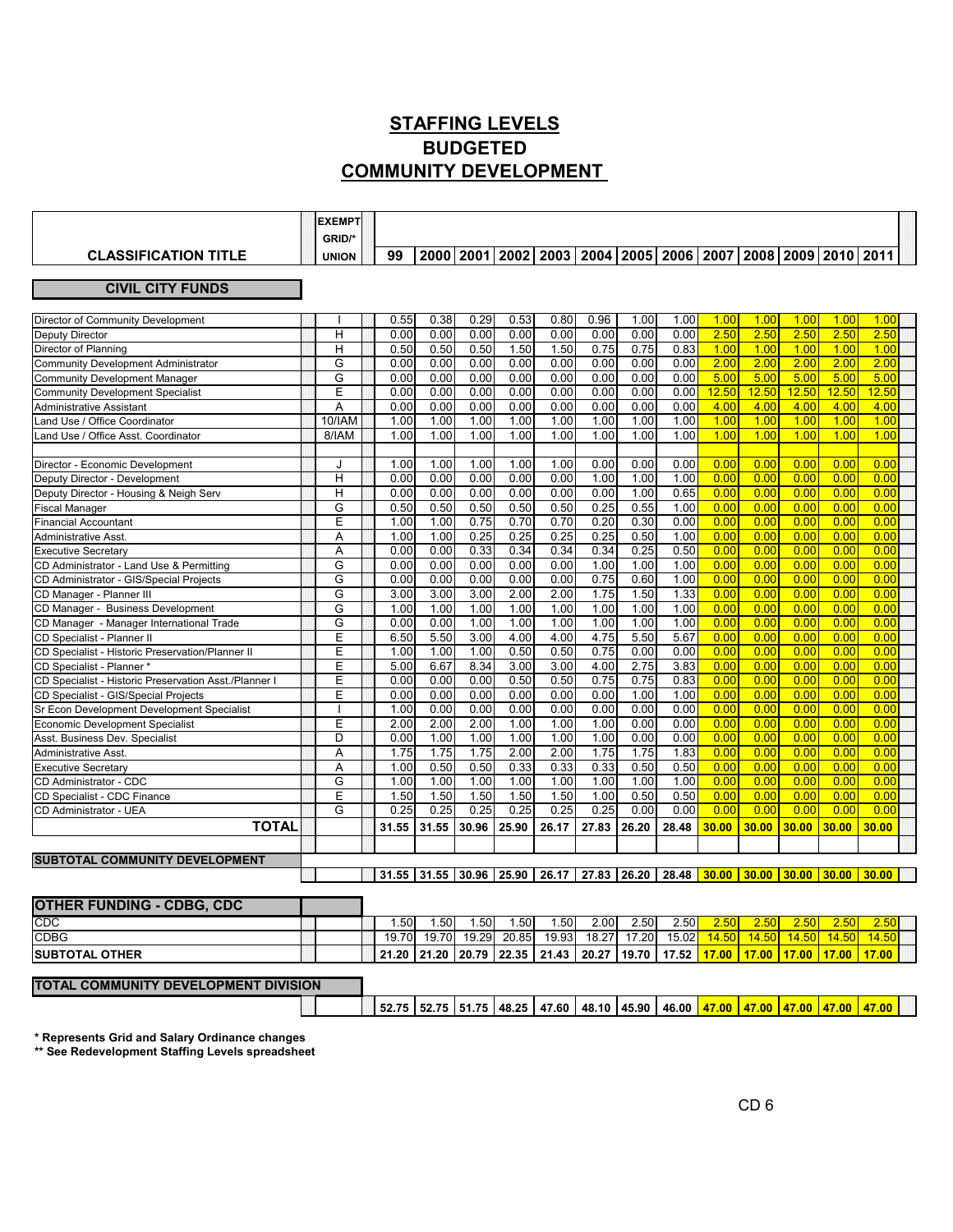## STAFFING LEVELS
## BUDGETED
## COMMUNITY DEVELOPMENT

| CLASSIFICATION TITLE | EXEMPT GRID/* UNION | 99 | 2000 | 2001 | 2002 | 2003 | 2004 | 2005 | 2006 | 2007 | 2008 | 2009 | 2010 | 2011 |
|---|---|---|---|---|---|---|---|---|---|---|---|---|---|---|
| **CIVIL CITY FUNDS** | | | | | | | | | | | | | | |
| Director of Community Development | I | 0.55 | 0.38 | 0.29 | 0.53 | 0.80 | 0.96 | 1.00 | 1.00 | 1.00 | 1.00 | 1.00 | 1.00 | 1.00 |
| Deputy Director | H | 0.00 | 0.00 | 0.00 | 0.00 | 0.00 | 0.00 | 0.00 | 0.00 | 2.50 | 2.50 | 2.50 | 2.50 | 2.50 |
| Director of Planning | H | 0.50 | 0.50 | 0.50 | 1.50 | 1.50 | 0.75 | 0.75 | 0.83 | 1.00 | 1.00 | 1.00 | 1.00 | 1.00 |
| Community Development Administrator | G | 0.00 | 0.00 | 0.00 | 0.00 | 0.00 | 0.00 | 0.00 | 0.00 | 2.00 | 2.00 | 2.00 | 2.00 | 2.00 |
| Community Development Manager | G | 0.00 | 0.00 | 0.00 | 0.00 | 0.00 | 0.00 | 0.00 | 0.00 | 5.00 | 5.00 | 5.00 | 5.00 | 5.00 |
| Community Development Specialist | E | 0.00 | 0.00 | 0.00 | 0.00 | 0.00 | 0.00 | 0.00 | 0.00 | 12.50 | 12.50 | 12.50 | 12.50 | 12.50 |
| Administrative Assistant | A | 0.00 | 0.00 | 0.00 | 0.00 | 0.00 | 0.00 | 0.00 | 0.00 | 4.00 | 4.00 | 4.00 | 4.00 | 4.00 |
| Land Use / Office Coordinator | 10/IAM | 1.00 | 1.00 | 1.00 | 1.00 | 1.00 | 1.00 | 1.00 | 1.00 | 1.00 | 1.00 | 1.00 | 1.00 | 1.00 |
| Land Use / Office Asst. Coordinator | 8/IAM | 1.00 | 1.00 | 1.00 | 1.00 | 1.00 | 1.00 | 1.00 | 1.00 | 1.00 | 1.00 | 1.00 | 1.00 | 1.00 |
| | | | | | | | | | | | | | | |
| Director - Economic Development | J | 1.00 | 1.00 | 1.00 | 1.00 | 1.00 | 0.00 | 0.00 | 0.00 | 0.00 | 0.00 | 0.00 | 0.00 | 0.00 |
| Deputy Director - Development | H | 0.00 | 0.00 | 0.00 | 0.00 | 0.00 | 1.00 | 1.00 | 1.00 | 0.00 | 0.00 | 0.00 | 0.00 | 0.00 |
| Deputy Director - Housing & Neigh Serv | H | 0.00 | 0.00 | 0.00 | 0.00 | 0.00 | 0.00 | 1.00 | 0.65 | 0.00 | 0.00 | 0.00 | 0.00 | 0.00 |
| Fiscal Manager | G | 0.50 | 0.50 | 0.50 | 0.50 | 0.50 | 0.25 | 0.55 | 1.00 | 0.00 | 0.00 | 0.00 | 0.00 | 0.00 |
| Financial Accountant | E | 1.00 | 1.00 | 0.75 | 0.70 | 0.70 | 0.20 | 0.30 | 0.00 | 0.00 | 0.00 | 0.00 | 0.00 | 0.00 |
| Administrative Asst. | A | 1.00 | 1.00 | 0.25 | 0.25 | 0.25 | 0.25 | 0.50 | 1.00 | 0.00 | 0.00 | 0.00 | 0.00 | 0.00 |
| Executive Secretary | A | 0.00 | 0.00 | 0.33 | 0.34 | 0.34 | 0.34 | 0.25 | 0.50 | 0.00 | 0.00 | 0.00 | 0.00 | 0.00 |
| CD Administrator - Land Use & Permitting | G | 0.00 | 0.00 | 0.00 | 0.00 | 0.00 | 1.00 | 1.00 | 1.00 | 0.00 | 0.00 | 0.00 | 0.00 | 0.00 |
| CD Administrator - GIS/Special Projects | G | 0.00 | 0.00 | 0.00 | 0.00 | 0.00 | 0.75 | 0.60 | 1.00 | 0.00 | 0.00 | 0.00 | 0.00 | 0.00 |
| CD Manager - Planner III | G | 3.00 | 3.00 | 3.00 | 2.00 | 2.00 | 1.75 | 1.50 | 1.33 | 0.00 | 0.00 | 0.00 | 0.00 | 0.00 |
| CD Manager - Business Development | G | 1.00 | 1.00 | 1.00 | 1.00 | 1.00 | 1.00 | 1.00 | 1.00 | 0.00 | 0.00 | 0.00 | 0.00 | 0.00 |
| CD Manager - Manager International Trade | G | 0.00 | 0.00 | 1.00 | 1.00 | 1.00 | 1.00 | 1.00 | 1.00 | 0.00 | 0.00 | 0.00 | 0.00 | 0.00 |
| CD Specialist - Planner II | E | 6.50 | 5.50 | 3.00 | 4.00 | 4.00 | 4.75 | 5.50 | 5.67 | 0.00 | 0.00 | 0.00 | 0.00 | 0.00 |
| CD Specialist - Historic Preservation/Planner II | E | 1.00 | 1.00 | 1.00 | 0.50 | 0.50 | 0.75 | 0.00 | 0.00 | 0.00 | 0.00 | 0.00 | 0.00 | 0.00 |
| CD Specialist - Planner * | E | 5.00 | 6.67 | 8.34 | 3.00 | 3.00 | 4.00 | 2.75 | 3.83 | 0.00 | 0.00 | 0.00 | 0.00 | 0.00 |
| CD Specialist - Historic Preservation Asst./Planner I | E | 0.00 | 0.00 | 0.00 | 0.50 | 0.50 | 0.75 | 0.75 | 0.83 | 0.00 | 0.00 | 0.00 | 0.00 | 0.00 |
| CD Specialist - GIS/Special Projects | E | 0.00 | 0.00 | 0.00 | 0.00 | 0.00 | 0.00 | 1.00 | 1.00 | 0.00 | 0.00 | 0.00 | 0.00 | 0.00 |
| Sr Econ Development Development Specialist | I | 1.00 | 0.00 | 0.00 | 0.00 | 0.00 | 0.00 | 0.00 | 0.00 | 0.00 | 0.00 | 0.00 | 0.00 | 0.00 |
| Economic Development Specialist | E | 2.00 | 2.00 | 2.00 | 1.00 | 1.00 | 1.00 | 0.00 | 0.00 | 0.00 | 0.00 | 0.00 | 0.00 | 0.00 |
| Asst. Business Dev. Specialist | D | 0.00 | 1.00 | 1.00 | 1.00 | 1.00 | 1.00 | 0.00 | 0.00 | 0.00 | 0.00 | 0.00 | 0.00 | 0.00 |
| Administrative Asst. | A | 1.75 | 1.75 | 1.75 | 2.00 | 2.00 | 1.75 | 1.75 | 1.83 | 0.00 | 0.00 | 0.00 | 0.00 | 0.00 |
| Executive Secretary | A | 1.00 | 0.50 | 0.50 | 0.33 | 0.33 | 0.33 | 0.50 | 0.50 | 0.00 | 0.00 | 0.00 | 0.00 | 0.00 |
| CD Administrator - CDC | G | 1.00 | 1.00 | 1.00 | 1.00 | 1.00 | 1.00 | 1.00 | 1.00 | 0.00 | 0.00 | 0.00 | 0.00 | 0.00 |
| CD Specialist - CDC Finance | E | 1.50 | 1.50 | 1.50 | 1.50 | 1.50 | 1.00 | 0.50 | 0.50 | 0.00 | 0.00 | 0.00 | 0.00 | 0.00 |
| CD Administrator - UEA | G | 0.25 | 0.25 | 0.25 | 0.25 | 0.25 | 0.25 | 0.00 | 0.00 | 0.00 | 0.00 | 0.00 | 0.00 | 0.00 |
| **TOTAL** | | **31.55** | **31.55** | **30.96** | **25.90** | **26.17** | **27.83** | **26.20** | **28.48** | **30.00** | **30.00** | **30.00** | **30.00** | **30.00** |
| | | | | | | | | | | | | | | |
| **SUBTOTAL COMMUNITY DEVELOPMENT** | | **31.55** | **31.55** | **30.96** | **25.90** | **26.17** | **27.83** | **26.20** | **28.48** | **30.00** | **30.00** | **30.00** | **30.00** | **30.00** |
| | | | | | | | | | | | | | | |
| **OTHER FUNDING - CDBG, CDC** | | | | | | | | | | | | | | |
| CDC | | 1.50 | 1.50 | 1.50 | 1.50 | 1.50 | 2.00 | 2.50 | 2.50 | 2.50 | 2.50 | 2.50 | 2.50 | 2.50 |
| CDBG | | 19.70 | 19.70 | 19.29 | 20.85 | 19.93 | 18.27 | 17.20 | 15.02 | 14.50 | 14.50 | 14.50 | 14.50 | 14.50 |
| **SUBTOTAL OTHER** | | **21.20** | **21.20** | **20.79** | **22.35** | **21.43** | **20.27** | **19.70** | **17.52** | **17.00** | **17.00** | **17.00** | **17.00** | **17.00** |
| | | | | | | | | | | | | | | |
| **TOTAL COMMUNITY DEVELOPMENT DIVISION** | | **52.75** | **52.75** | **51.75** | **48.25** | **47.60** | **48.10** | **45.90** | **46.00** | **47.00** | **47.00** | **47.00** | **47.00** | **47.00** |

**\* Represents Grid and Salary Ordinance changes**

**\*\* See Redevelopment Staffing Levels spreadsheet**